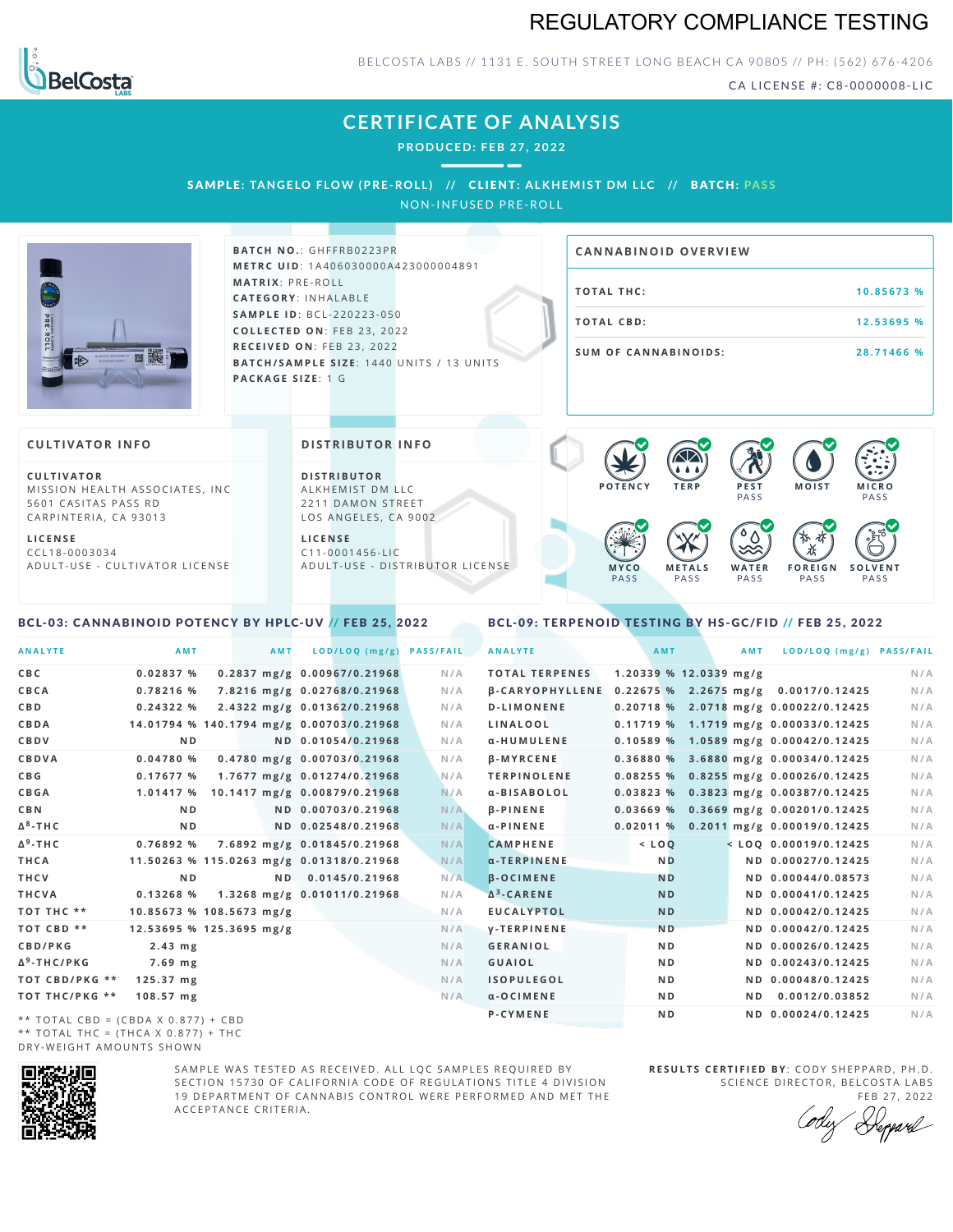# REGULATORY COMPLIANCE TESTING

BELCOSTA LABS // 1131 E. SOUTH STREET LONG BEACH CA 90805 // PH: (562) 676-4206

CA LICENSE #: C8-0000008-LIC

## CERTIFICATE OF ANALYSIS

PRODUCED: FEB 27, 2022

SAMPLE: TANGELO FLOW (PRE-ROLL) // CLIENT: ALKHEMIST DM LLC // BATCH: PASS

NON-INFUSED PRE-ROLL

**BATCH NO.**: GHFFRB0223PR
**METRC UID**: 1A4060300000A423000004891
**MATRIX**: PRE-ROLL
**CATEGORY**: INHALABLE
**SAMPLE ID**: BCL-220223-050
**COLLECTED ON**: FEB 23, 2022
**RECEIVED ON**: FEB 23, 2022
**BATCH/SAMPLE SIZE**: 1440 UNITS / 13 UNITS
**PACKAGE SIZE**: 1 G

### CANNABINOID OVERVIEW

| | |
|---|---|
| TOTAL THC: | 10.85673 % |
| TOTAL CBD: | 12.53695 % |
| SUM OF CANNABINOIDS: | 28.71466 % |

### CULTIVATOR INFO

**CULTIVATOR**
MISSION HEALTH ASSOCIATES, INC
5601 CASITAS PASS RD
CARPINTERIA, CA 93013

**LICENSE**
CCL18-0003034
ADULT-USE - CULTIVATOR LICENSE

### DISTRIBUTOR INFO

**DISTRIBUTOR**
ALKHEMIST DM LLC
2211 DAMON STREET
LOS ANGELES, CA 9002

**LICENSE**
C11-0001456-LIC
ADULT-USE - DISTRIBUTOR LICENSE

POTENCY | TERP | PEST PASS | MOIST | MICRO PASS | MYCO PASS | METALS PASS | WATER PASS | FOREIGN PASS | SOLVENT PASS

### BCL-03: CANNABINOID POTENCY BY HPLC-UV // FEB 25, 2022

| ANALYTE | AMT | AMT | LOD/LOQ (mg/g) | PASS/FAIL |
|---|---|---|---|---|
| CBC | 0.02837 % | 0.2837 mg/g | 0.00967/0.21968 | N/A |
| CBCA | 0.78216 % | 7.8216 mg/g | 0.02768/0.21968 | N/A |
| CBD | 0.24322 % | 2.4322 mg/g | 0.01362/0.21968 | N/A |
| CBDA | 14.01794 % | 140.1794 mg/g | 0.00703/0.21968 | N/A |
| CBDV | ND | ND | 0.01054/0.21968 | N/A |
| CBDVA | 0.04780 % | 0.4780 mg/g | 0.00703/0.21968 | N/A |
| CBG | 0.17677 % | 1.7677 mg/g | 0.01274/0.21968 | N/A |
| CBGA | 1.01417 % | 10.1417 mg/g | 0.00879/0.21968 | N/A |
| CBN | ND | ND | 0.00703/0.21968 | N/A |
| $\Delta^8$-THC | ND | ND | 0.02548/0.21968 | N/A |
| $\Delta^9$-THC | 0.76892 % | 7.6892 mg/g | 0.01845/0.21968 | N/A |
| THCA | 11.50263 % | 115.0263 mg/g | 0.01318/0.21968 | N/A |
| THCV | ND | ND | 0.0145/0.21968 | N/A |
| THCVA | 0.13268 % | 1.3268 mg/g | 0.01011/0.21968 | N/A |
| TOT THC ** | 10.85673 % | 108.5673 mg/g | | N/A |
| TOT CBD ** | 12.53695 % | 125.3695 mg/g | | N/A |
| CBD/PKG | 2.43 mg | | | N/A |
| $\Delta^9$-THC/PKG | 7.69 mg | | | N/A |
| TOT CBD/PKG ** | 125.37 mg | | | N/A |
| TOT THC/PKG ** | 108.57 mg | | | N/A |

** TOTAL CBD = (CBDA X 0.877) + CBD
** TOTAL THC = (THCA X 0.877) + THC
DRY-WEIGHT AMOUNTS SHOWN

### BCL-09: TERPENOID TESTING BY HS-GC/FID // FEB 25, 2022

| ANALYTE | AMT | AMT | LOD/LOQ (mg/g) | PASS/FAIL |
|---|---|---|---|---|
| TOTAL TERPENES | 1.20339 % | 12.0339 mg/g | | N/A |
| β-CARYOPHYLLENE | 0.22675 % | 2.2675 mg/g | 0.0017/0.12425 | N/A |
| D-LIMONENE | 0.20718 % | 2.0718 mg/g | 0.00022/0.12425 | N/A |
| LINALOOL | 0.11719 % | 1.1719 mg/g | 0.00033/0.12425 | N/A |
| α-HUMULENE | 0.10589 % | 1.0589 mg/g | 0.00042/0.12425 | N/A |
| β-MYRCENE | 0.36880 % | 3.6880 mg/g | 0.00034/0.12425 | N/A |
| TERPINOLENE | 0.08255 % | 0.8255 mg/g | 0.00026/0.12425 | N/A |
| α-BISABOLOL | 0.03823 % | 0.3823 mg/g | 0.00387/0.12425 | N/A |
| β-PINENE | 0.03669 % | 0.3669 mg/g | 0.00201/0.12425 | N/A |
| α-PINENE | 0.02011 % | 0.2011 mg/g | 0.00019/0.12425 | N/A |
| CAMPHENE | < LOQ | < LOQ | 0.00019/0.12425 | N/A |
| α-TERPINENE | ND | ND | 0.00027/0.12425 | N/A |
| β-OCIMENE | ND | ND | 0.00044/0.08573 | N/A |
| $\Delta^3$-CARENE | ND | ND | 0.00041/0.12425 | N/A |
| EUCALYPTOL | ND | ND | 0.00042/0.12425 | N/A |
| γ-TERPINENE | ND | ND | 0.00042/0.12425 | N/A |
| GERANIOL | ND | ND | 0.00026/0.12425 | N/A |
| GUAIOL | ND | ND | 0.00243/0.12425 | N/A |
| ISOPULEGOL | ND | ND | 0.00048/0.12425 | N/A |
| α-OCIMENE | ND | ND | 0.0012/0.03852 | N/A |
| P-CYMENE | ND | ND | 0.00024/0.12425 | N/A |

SAMPLE WAS TESTED AS RECEIVED. ALL LQC SAMPLES REQUIRED BY SECTION 15730 OF CALIFORNIA CODE OF REGULATIONS TITLE 4 DIVISION 19 DEPARTMENT OF CANNABIS CONTROL WERE PERFORMED AND MET THE ACCEPTANCE CRITERIA.

**RESULTS CERTIFIED BY**: CODY SHEPPARD, PH.D.
SCIENCE DIRECTOR, BELCOSTA LABS
FEB 27, 2022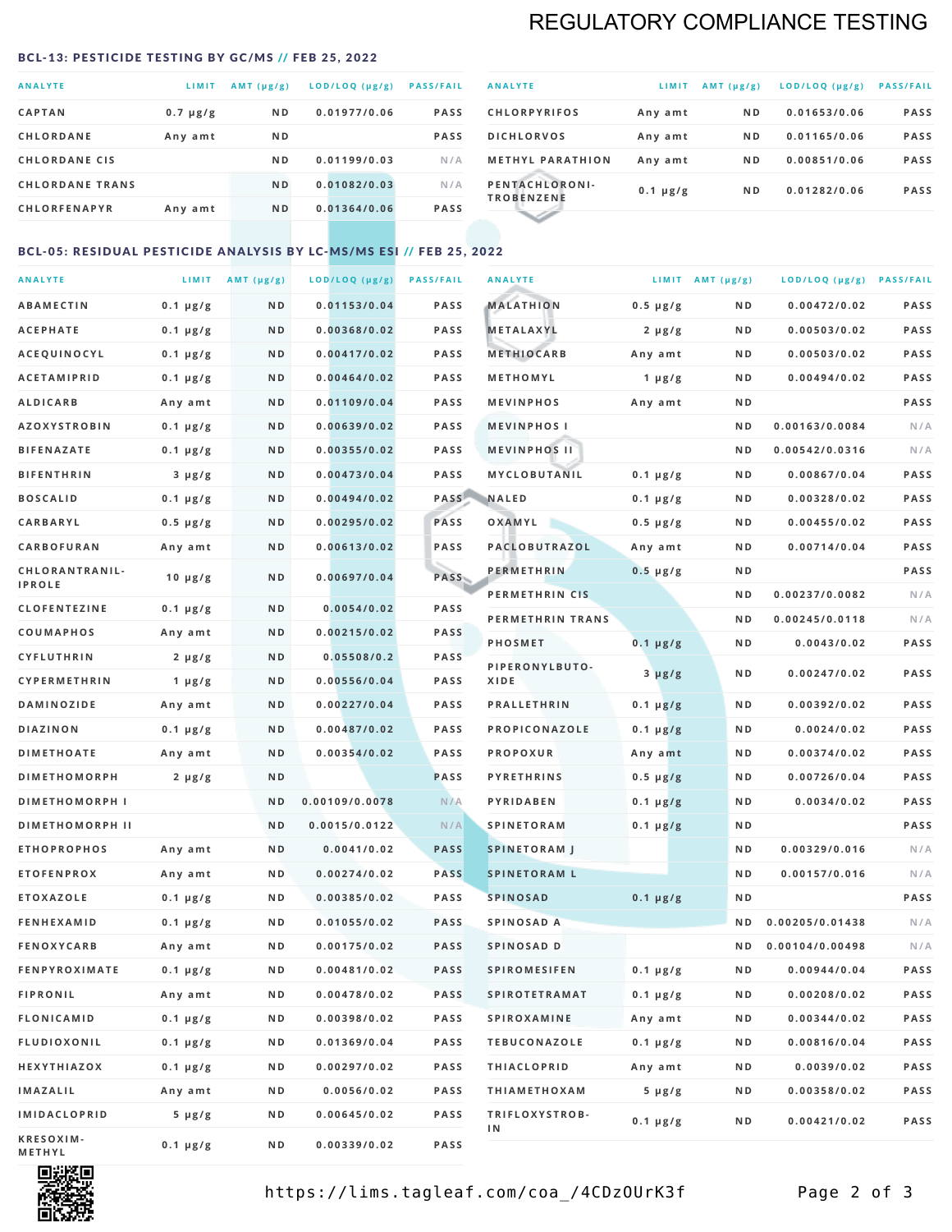# REGULATORY COMPLIANCE TESTING

## BCL-13: PESTICIDE TESTING BY GC/MS // FEB 25, 2022

| ANALYTE | LIMIT | AMT (µg/g) | LOD/LOQ (µg/g) | PASS/FAIL |
|---|---|---|---|---|
| CAPTAN | 0.7 µg/g | ND | 0.01977/0.06 | PASS |
| CHLORDANE | Any amt | ND | | PASS |
| CHLORDANE CIS | | ND | 0.01199/0.03 | N/A |
| CHLORDANE TRANS | | ND | 0.01082/0.03 | N/A |
| CHLORFENAPYR | Any amt | ND | 0.01364/0.06 | PASS |
| CHLORPYRIFOS | Any amt | ND | 0.01653/0.06 | PASS |
| DICHLORVOS | Any amt | ND | 0.01165/0.06 | PASS |
| METHYL PARATHION | Any amt | ND | 0.00851/0.06 | PASS |
| PENTACHLORONITROBENZENE | 0.1 µg/g | ND | 0.01282/0.06 | PASS |

## BCL-05: RESIDUAL PESTICIDE ANALYSIS BY LC-MS/MS ESI // FEB 25, 2022

| ANALYTE | LIMIT | AMT (µg/g) | LOD/LOQ (µg/g) | PASS/FAIL |
|---|---|---|---|---|
| ABAMECTIN | 0.1 µg/g | ND | 0.01153/0.04 | PASS |
| ACEPHATE | 0.1 µg/g | ND | 0.00368/0.02 | PASS |
| ACEQUINOCYL | 0.1 µg/g | ND | 0.00417/0.02 | PASS |
| ACETAMIPRID | 0.1 µg/g | ND | 0.00464/0.02 | PASS |
| ALDICARB | Any amt | ND | 0.01109/0.04 | PASS |
| AZOXYSTROBIN | 0.1 µg/g | ND | 0.00639/0.02 | PASS |
| BIFENAZATE | 0.1 µg/g | ND | 0.00355/0.02 | PASS |
| BIFENTHRIN | 3 µg/g | ND | 0.00473/0.04 | PASS |
| BOSCALID | 0.1 µg/g | ND | 0.00494/0.02 | PASS |
| CARBARYL | 0.5 µg/g | ND | 0.00295/0.02 | PASS |
| CARBOFURAN | Any amt | ND | 0.00613/0.02 | PASS |
| CHLORANTRANILIPROLE | 10 µg/g | ND | 0.00697/0.04 | PASS |
| CLOFENTEZINE | 0.1 µg/g | ND | 0.0054/0.02 | PASS |
| COUMAPHOS | Any amt | ND | 0.00215/0.02 | PASS |
| CYFLUTHRIN | 2 µg/g | ND | 0.05508/0.2 | PASS |
| CYPERMETHRIN | 1 µg/g | ND | 0.00556/0.04 | PASS |
| DAMINOZIDE | Any amt | ND | 0.00227/0.04 | PASS |
| DIAZINON | 0.1 µg/g | ND | 0.00487/0.02 | PASS |
| DIMETHOATE | Any amt | ND | 0.00354/0.02 | PASS |
| DIMETHOMORPH | 2 µg/g | ND | | PASS |
| DIMETHOMORPH I | | ND | 0.00109/0.0078 | N/A |
| DIMETHOMORPH II | | ND | 0.0015/0.0122 | N/A |
| ETHOPROPHOS | Any amt | ND | 0.0041/0.02 | PASS |
| ETOFENPROX | Any amt | ND | 0.00274/0.02 | PASS |
| ETOXAZOLE | 0.1 µg/g | ND | 0.00385/0.02 | PASS |
| FENHEXAMID | 0.1 µg/g | ND | 0.01055/0.02 | PASS |
| FENOXYCARB | Any amt | ND | 0.00175/0.02 | PASS |
| FENPYROXIMATE | 0.1 µg/g | ND | 0.00481/0.02 | PASS |
| FIPRONIL | Any amt | ND | 0.00478/0.02 | PASS |
| FLONICAMID | 0.1 µg/g | ND | 0.00398/0.02 | PASS |
| FLUDIOXONIL | 0.1 µg/g | ND | 0.01369/0.04 | PASS |
| HEXYTHIAZOX | 0.1 µg/g | ND | 0.00297/0.02 | PASS |
| IMAZALIL | Any amt | ND | 0.0056/0.02 | PASS |
| IMIDACLOPRID | 5 µg/g | ND | 0.00645/0.02 | PASS |
| KRESOXIM-METHYL | 0.1 µg/g | ND | 0.00339/0.02 | PASS |
| MALATHION | 0.5 µg/g | ND | 0.00472/0.02 | PASS |
| METALAXYL | 2 µg/g | ND | 0.00503/0.02 | PASS |
| METHIOCARB | Any amt | ND | 0.00503/0.02 | PASS |
| METHOMYL | 1 µg/g | ND | 0.00494/0.02 | PASS |
| MEVINPHOS | Any amt | ND | | PASS |
| MEVINPHOS I | | ND | 0.00163/0.0084 | N/A |
| MEVINPHOS II | | ND | 0.00542/0.0316 | N/A |
| MYCLOBUTANIL | 0.1 µg/g | ND | 0.00867/0.04 | PASS |
| NALED | 0.1 µg/g | ND | 0.00328/0.02 | PASS |
| OXAMYL | 0.5 µg/g | ND | 0.00455/0.02 | PASS |
| PACLOBUTRAZOL | Any amt | ND | 0.00714/0.04 | PASS |
| PERMETHRIN | 0.5 µg/g | ND | | PASS |
| PERMETHRIN CIS | | ND | 0.00237/0.0082 | N/A |
| PERMETHRIN TRANS | | ND | 0.00245/0.0118 | N/A |
| PHOSMET | 0.1 µg/g | ND | 0.0043/0.02 | PASS |
| PIPERONYLBUTOXIDE | 3 µg/g | ND | 0.00247/0.02 | PASS |
| PRALLETHRIN | 0.1 µg/g | ND | 0.00392/0.02 | PASS |
| PROPICONAZOLE | 0.1 µg/g | ND | 0.0024/0.02 | PASS |
| PROPOXUR | Any amt | ND | 0.00374/0.02 | PASS |
| PYRETHRINS | 0.5 µg/g | ND | 0.00726/0.04 | PASS |
| PYRIDABEN | 0.1 µg/g | ND | 0.0034/0.02 | PASS |
| SPINETORAM | 0.1 µg/g | ND | | PASS |
| SPINETORAM J | | ND | 0.00329/0.016 | N/A |
| SPINETORAM L | | ND | 0.00157/0.016 | N/A |
| SPINOSAD | 0.1 µg/g | ND | | PASS |
| SPINOSAD A | | ND | 0.00205/0.01438 | N/A |
| SPINOSAD D | | ND | 0.00104/0.00498 | N/A |
| SPIROMESIFEN | 0.1 µg/g | ND | 0.00944/0.04 | PASS |
| SPIROTETRAMAT | 0.1 µg/g | ND | 0.00208/0.02 | PASS |
| SPIROXAMINE | Any amt | ND | 0.00344/0.02 | PASS |
| TEBUCONAZOLE | 0.1 µg/g | ND | 0.00816/0.04 | PASS |
| THIACLOPRID | Any amt | ND | 0.0039/0.02 | PASS |
| THIAMETHOXAM | 5 µg/g | ND | 0.00358/0.02 | PASS |
| TRIFLOXYSTROBIN | 0.1 µg/g | ND | 0.00421/0.02 | PASS |

https://lims.tagleaf.com/coa_/4CDzOUrK3f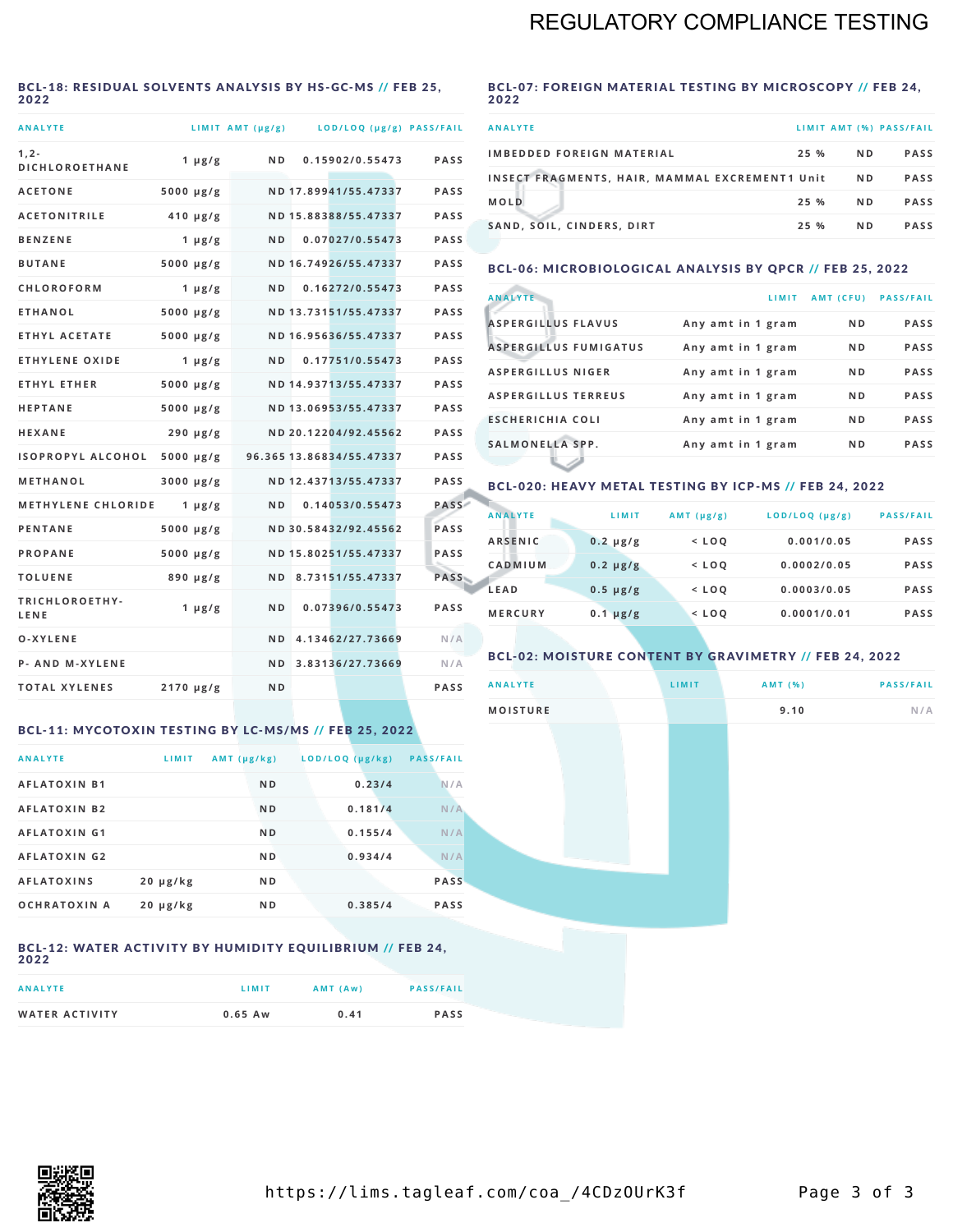# REGULATORY COMPLIANCE TESTING

## BCL-18: RESIDUAL SOLVENTS ANALYSIS BY HS-GC-MS // FEB 25, 2022

| ANALYTE | LIMIT | AMT (µg/g) | LOD/LOQ (µg/g) | PASS/FAIL |
|---|---|---|---|---|
| 1,2-DICHLOROETHANE | 1 µg/g | ND | 0.15902/0.55473 | PASS |
| ACETONE | 5000 µg/g | ND | 17.89941/55.47337 | PASS |
| ACETONITRILE | 410 µg/g | ND | 15.88388/55.47337 | PASS |
| BENZENE | 1 µg/g | ND | 0.07027/0.55473 | PASS |
| BUTANE | 5000 µg/g | ND | 16.74926/55.47337 | PASS |
| CHLOROFORM | 1 µg/g | ND | 0.16272/0.55473 | PASS |
| ETHANOL | 5000 µg/g | ND | 13.73151/55.47337 | PASS |
| ETHYL ACETATE | 5000 µg/g | ND | 16.95636/55.47337 | PASS |
| ETHYLENE OXIDE | 1 µg/g | ND | 0.17751/0.55473 | PASS |
| ETHYL ETHER | 5000 µg/g | ND | 14.93713/55.47337 | PASS |
| HEPTANE | 5000 µg/g | ND | 13.06953/55.47337 | PASS |
| HEXANE | 290 µg/g | ND | 20.12204/92.45562 | PASS |
| ISOPROPYL ALCOHOL | 5000 µg/g | 96.365 | 13.86834/55.47337 | PASS |
| METHANOL | 3000 µg/g | ND | 12.43713/55.47337 | PASS |
| METHYLENE CHLORIDE | 1 µg/g | ND | 0.14053/0.55473 | PASS |
| PENTANE | 5000 µg/g | ND | 30.58432/92.45562 | PASS |
| PROPANE | 5000 µg/g | ND | 15.80251/55.47337 | PASS |
| TOLUENE | 890 µg/g | ND | 8.73151/55.47337 | PASS |
| TRICHLOROETHYLENE | 1 µg/g | ND | 0.07396/0.55473 | PASS |
| O-XYLENE | | ND | 4.13462/27.73669 | N/A |
| P- AND M-XYLENE | | ND | 3.83136/27.73669 | N/A |
| TOTAL XYLENES | 2170 µg/g | ND | | PASS |

## BCL-11: MYCOTOXIN TESTING BY LC-MS/MS // FEB 25, 2022

| ANALYTE | LIMIT | AMT (µg/kg) | LOD/LOQ (µg/kg) | PASS/FAIL |
|---|---|---|---|---|
| AFLATOXIN B1 | | ND | 0.23/4 | N/A |
| AFLATOXIN B2 | | ND | 0.181/4 | N/A |
| AFLATOXIN G1 | | ND | 0.155/4 | N/A |
| AFLATOXIN G2 | | ND | 0.934/4 | N/A |
| AFLATOXINS | 20 µg/kg | ND | | PASS |
| OCHRATOXIN A | 20 µg/kg | ND | 0.385/4 | PASS |

## BCL-12: WATER ACTIVITY BY HUMIDITY EQUILIBRIUM // FEB 24, 2022

| ANALYTE | LIMIT | AMT (Aw) | PASS/FAIL |
|---|---|---|---|
| WATER ACTIVITY | 0.65 Aw | 0.41 | PASS |

## BCL-07: FOREIGN MATERIAL TESTING BY MICROSCOPY // FEB 24, 2022

| ANALYTE | LIMIT | AMT (%) | PASS/FAIL |
|---|---|---|---|
| IMBEDDED FOREIGN MATERIAL | 25 % | ND | PASS |
| INSECT FRAGMENTS, HAIR, MAMMAL EXCREMENT | 1 Unit | ND | PASS |
| MOLD | 25 % | ND | PASS |
| SAND, SOIL, CINDERS, DIRT | 25 % | ND | PASS |

## BCL-06: MICROBIOLOGICAL ANALYSIS BY QPCR // FEB 25, 2022

| ANALYTE | LIMIT | AMT (CFU) | PASS/FAIL |
|---|---|---|---|
| ASPERGILLUS FLAVUS | Any amt in 1 gram | ND | PASS |
| ASPERGILLUS FUMIGATUS | Any amt in 1 gram | ND | PASS |
| ASPERGILLUS NIGER | Any amt in 1 gram | ND | PASS |
| ASPERGILLUS TERREUS | Any amt in 1 gram | ND | PASS |
| ESCHERICHIA COLI | Any amt in 1 gram | ND | PASS |
| SALMONELLA SPP. | Any amt in 1 gram | ND | PASS |

## BCL-020: HEAVY METAL TESTING BY ICP-MS // FEB 24, 2022

| ANALYTE | LIMIT | AMT (µg/g) | LOD/LOQ (µg/g) | PASS/FAIL |
|---|---|---|---|---|
| ARSENIC | 0.2 µg/g | < LOQ | 0.001/0.05 | PASS |
| CADMIUM | 0.2 µg/g | < LOQ | 0.0002/0.05 | PASS |
| LEAD | 0.5 µg/g | < LOQ | 0.0003/0.05 | PASS |
| MERCURY | 0.1 µg/g | < LOQ | 0.0001/0.01 | PASS |

## BCL-02: MOISTURE CONTENT BY GRAVIMETRY // FEB 24, 2022

| ANALYTE | LIMIT | AMT (%) | PASS/FAIL |
|---|---|---|---|
| MOISTURE | | 9.10 | N/A |

https://lims.tagleaf.com/coa_/4CDzOUrK3f